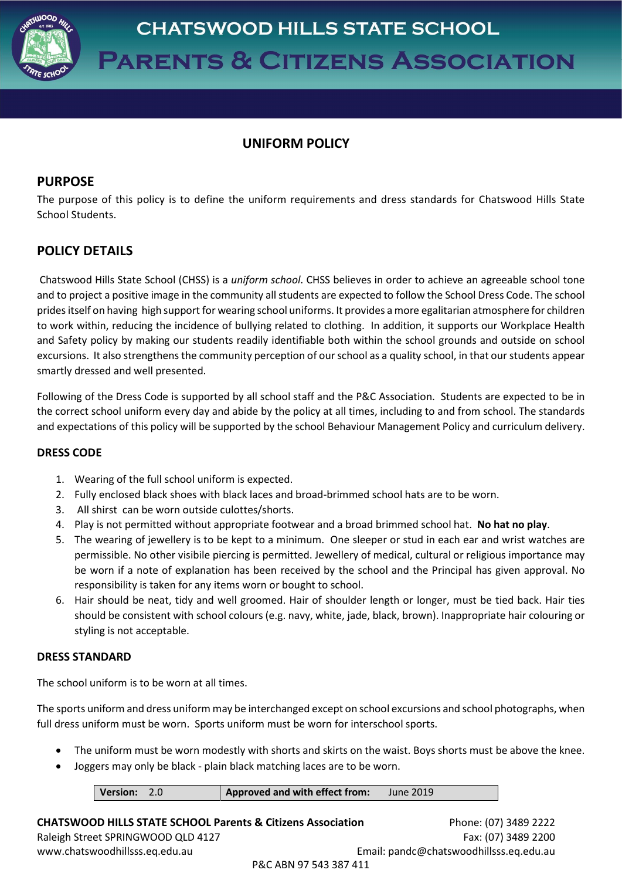# CHATSWOOD HILLS STATE SCHOOL

# Parents & Citizens Association

## UNIFORM POLICY

### PURPOSE

The purpose of this policy is to define the uniform requirements and dress standards for Chatswood Hills State School Students.

### POLICY DETAILS

Chatswood Hills State School (CHSS) is a *uniform school*. CHSS believes in order to achieve an agreeable school tone and to project a positive image in the community all students are expected to follow the School Dress Code. The school prides itself on having high support for wearing school uniforms. It provides a more egalitarian atmosphere for children to work within, reducing the incidence of bullying related to clothing. In addition, it supports our Workplace Health and Safety policy by making our students readily identifiable both within the school grounds and outside on school excursions. It also strengthens the community perception of our school as a quality school, in that our students appear smartly dressed and well presented.

Following of the Dress Code is supported by all school staff and the P&C Association. Students are expected to be in the correct school uniform every day and abide by the policy at all times, including to and from school. The standards and expectations of this policy will be supported by the school Behaviour Management Policy and curriculum delivery.

#### DRESS CODE

1. Wearing of the full school uniform is expected.
2. Fully enclosed black shoes with black laces and broad-brimmed school hats are to be worn.
3. All shirst can be worn outside culottes/shorts.
4. Play is not permitted without appropriate footwear and a broad brimmed school hat. **No hat no play**.
5. The wearing of jewellery is to be kept to a minimum. One sleeper or stud in each ear and wrist watches are permissible. No other visibile piercing is permitted. Jewellery of medical, cultural or religious importance may be worn if a note of explanation has been received by the school and the Principal has given approval. No responsibility is taken for any items worn or bought to school.
6. Hair should be neat, tidy and well groomed. Hair of shoulder length or longer, must be tied back. Hair ties should be consistent with school colours (e.g. navy, white, jade, black, brown). Inappropriate hair colouring or styling is not acceptable.

#### DRESS STANDARD

The school uniform is to be worn at all times.

The sports uniform and dress uniform may be interchanged except on school excursions and school photographs, when full dress uniform must be worn. Sports uniform must be worn for interschool sports.

- The uniform must be worn modestly with shorts and skirts on the waist. Boys shorts must be above the knee.
- Joggers may only be black - plain black matching laces are to be worn.

| **Version:** 2.0 | **Approved and with effect from:** June 2019 |
|---|---|

**CHATSWOOD HILLS STATE SCHOOL Parents & Citizens Association**
Raleigh Street SPRINGWOOD QLD 4127
www.chatswoodhillsss.eq.edu.au

Phone: (07) 3489 2222
Fax: (07) 3489 2200
Email: pandc@chatswoodhillsss.eq.edu.au

P&C ABN 97 543 387 411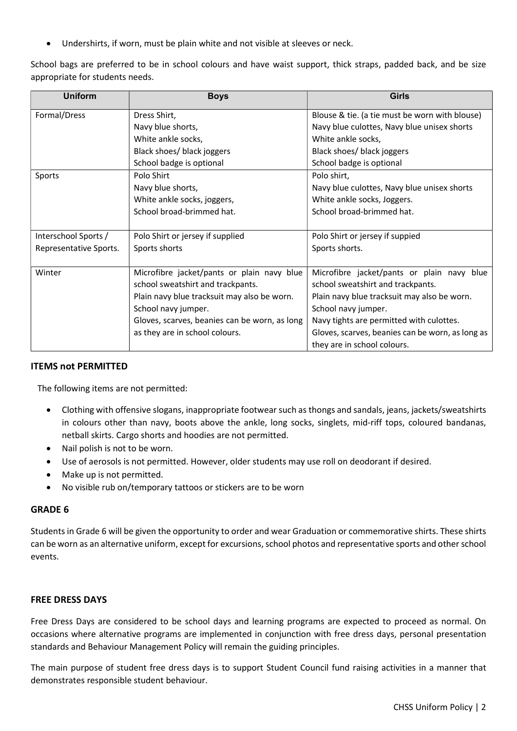- Undershirts, if worn, must be plain white and not visible at sleeves or neck.

School bags are preferred to be in school colours and have waist support, thick straps, padded back, and be size appropriate for students needs.

| Uniform | Boys | Girls |
| --- | --- | --- |
| Formal/Dress | Dress Shirt,<br>Navy blue shorts,<br>White ankle socks,<br>Black shoes/ black joggers<br>School badge is optional | Blouse & tie. (a tie must be worn with blouse)<br>Navy blue culottes, Navy blue unisex shorts<br>White ankle socks,<br>Black shoes/ black joggers<br>School badge is optional |
| Sports | Polo Shirt<br>Navy blue shorts,<br>White ankle socks, joggers,<br>School broad-brimmed hat. | Polo shirt,<br>Navy blue culottes, Navy blue unisex shorts<br>White ankle socks, Joggers.<br>School broad-brimmed hat. |
| Interschool Sports / Representative Sports. | Polo Shirt or jersey if supplied<br>Sports shorts | Polo Shirt or jersey if suppied<br>Sports shorts. |
| Winter | Microfibre jacket/pants or plain navy blue school sweatshirt and trackpants.<br>Plain navy blue tracksuit may also be worn.<br>School navy jumper.<br>Gloves, scarves, beanies can be worn, as long as they are in school colours. | Microfibre jacket/pants or plain navy blue school sweatshirt and trackpants.<br>Plain navy blue tracksuit may also be worn.<br>School navy jumper.<br>Navy tights are permitted with culottes.<br>Gloves, scarves, beanies can be worn, as long as they are in school colours. |

## ITEMS not PERMITTED

The following items are not permitted:

- Clothing with offensive slogans, inappropriate footwear such as thongs and sandals, jeans, jackets/sweatshirts in colours other than navy, boots above the ankle, long socks, singlets, mid-riff tops, coloured bandanas, netball skirts. Cargo shorts and hoodies are not permitted.
- Nail polish is not to be worn.
- Use of aerosols is not permitted. However, older students may use roll on deodorant if desired.
- Make up is not permitted.
- No visible rub on/temporary tattoos or stickers are to be worn

## GRADE 6

Students in Grade 6 will be given the opportunity to order and wear Graduation or commemorative shirts. These shirts can be worn as an alternative uniform, except for excursions, school photos and representative sports and other school events.

## FREE DRESS DAYS

Free Dress Days are considered to be school days and learning programs are expected to proceed as normal. On occasions where alternative programs are implemented in conjunction with free dress days, personal presentation standards and Behaviour Management Policy will remain the guiding principles.

The main purpose of student free dress days is to support Student Council fund raising activities in a manner that demonstrates responsible student behaviour.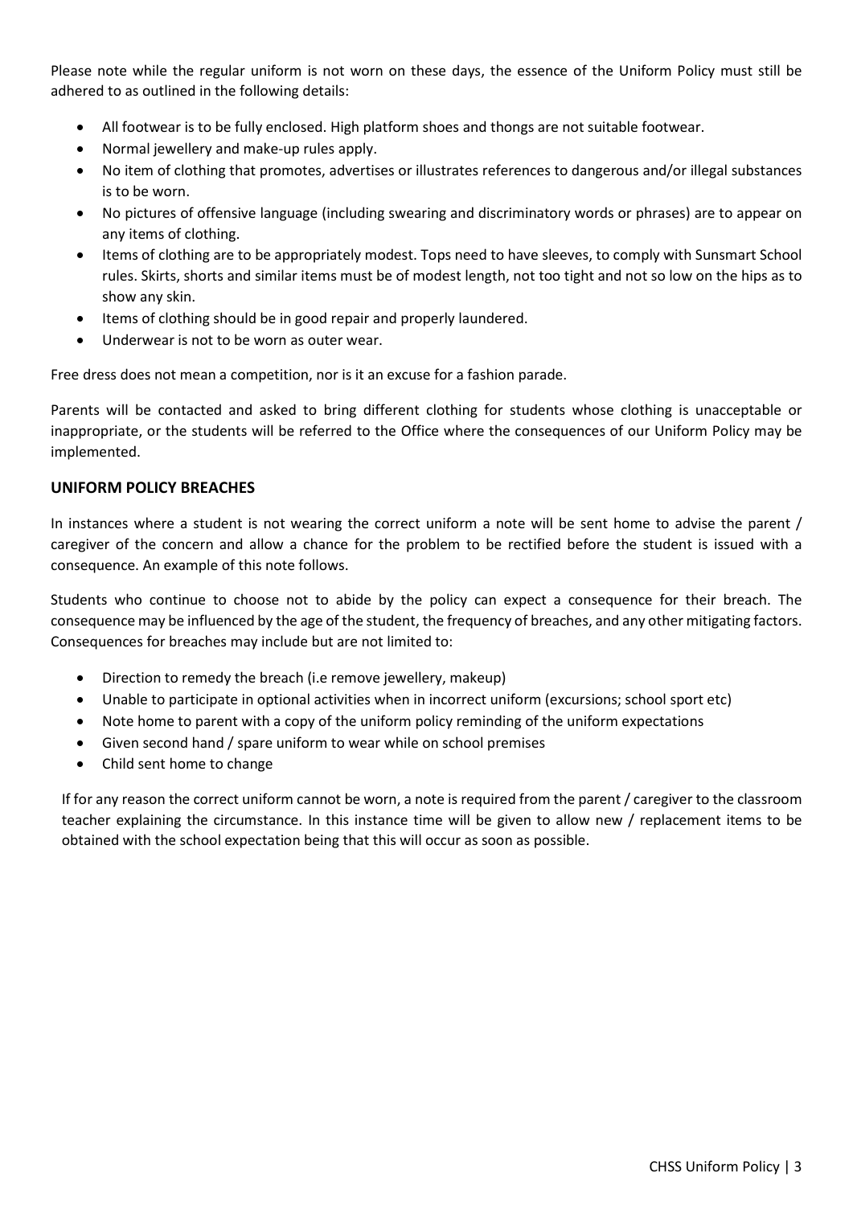Please note while the regular uniform is not worn on these days, the essence of the Uniform Policy must still be adhered to as outlined in the following details:

- All footwear is to be fully enclosed. High platform shoes and thongs are not suitable footwear.
- Normal jewellery and make-up rules apply.
- No item of clothing that promotes, advertises or illustrates references to dangerous and/or illegal substances is to be worn.
- No pictures of offensive language (including swearing and discriminatory words or phrases) are to appear on any items of clothing.
- Items of clothing are to be appropriately modest. Tops need to have sleeves, to comply with Sunsmart School rules. Skirts, shorts and similar items must be of modest length, not too tight and not so low on the hips as to show any skin.
- Items of clothing should be in good repair and properly laundered.
- Underwear is not to be worn as outer wear.

Free dress does not mean a competition, nor is it an excuse for a fashion parade.

Parents will be contacted and asked to bring different clothing for students whose clothing is unacceptable or inappropriate, or the students will be referred to the Office where the consequences of our Uniform Policy may be implemented.

## UNIFORM POLICY BREACHES

In instances where a student is not wearing the correct uniform a note will be sent home to advise the parent / caregiver of the concern and allow a chance for the problem to be rectified before the student is issued with a consequence. An example of this note follows.

Students who continue to choose not to abide by the policy can expect a consequence for their breach. The consequence may be influenced by the age of the student, the frequency of breaches, and any other mitigating factors. Consequences for breaches may include but are not limited to:

- Direction to remedy the breach (i.e remove jewellery, makeup)
- Unable to participate in optional activities when in incorrect uniform (excursions; school sport etc)
- Note home to parent with a copy of the uniform policy reminding of the uniform expectations
- Given second hand / spare uniform to wear while on school premises
- Child sent home to change

If for any reason the correct uniform cannot be worn, a note is required from the parent / caregiver to the classroom teacher explaining the circumstance. In this instance time will be given to allow new / replacement items to be obtained with the school expectation being that this will occur as soon as possible.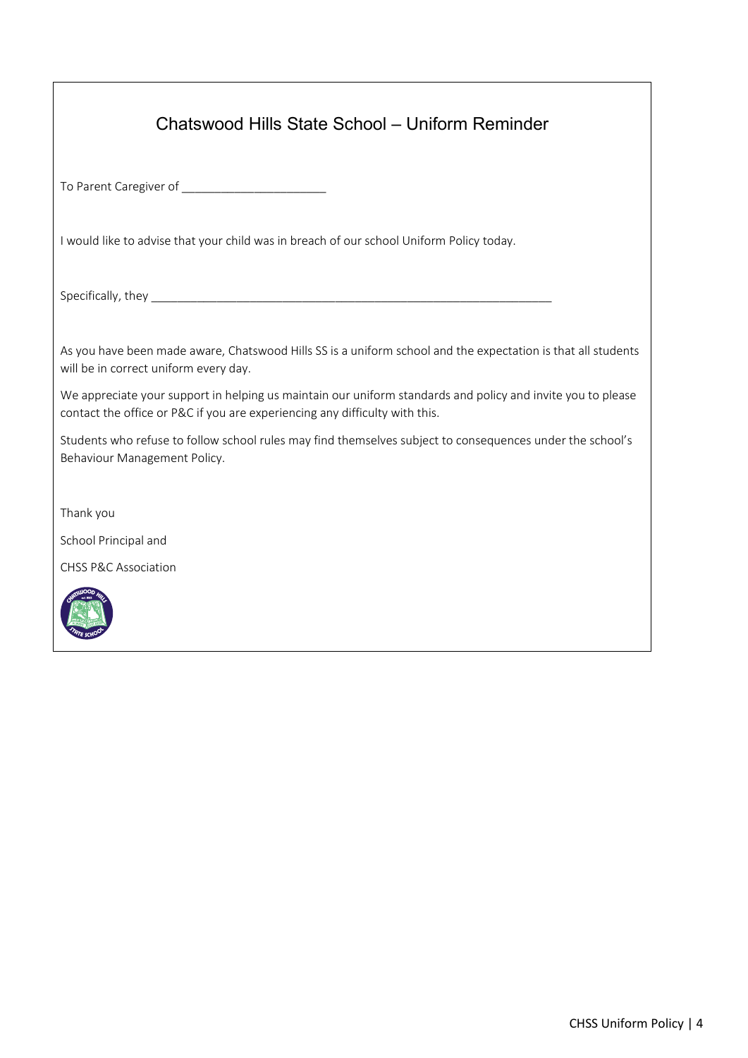## Chatswood Hills State School – Uniform Reminder

To Parent Caregiver of ______________________

I would like to advise that your child was in breach of our school Uniform Policy today.

Specifically, they _______________________________________________________________

As you have been made aware, Chatswood Hills SS is a uniform school and the expectation is that all students will be in correct uniform every day.

We appreciate your support in helping us maintain our uniform standards and policy and invite you to please contact the office or P&C if you are experiencing any difficulty with this.

Students who refuse to follow school rules may find themselves subject to consequences under the school's Behaviour Management Policy.

Thank you

School Principal and

CHSS P&C Association